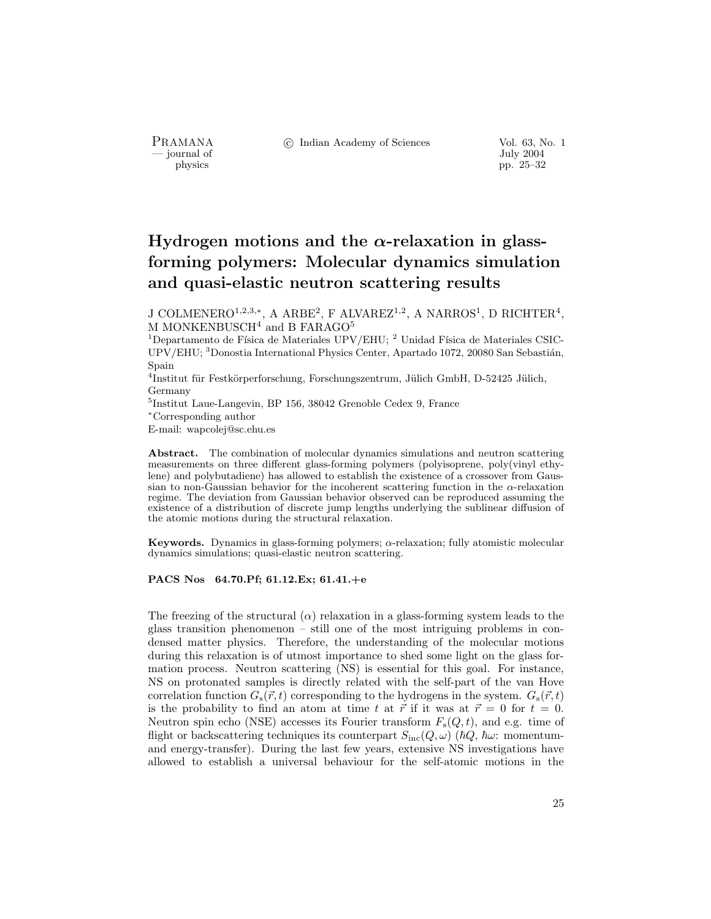# Hydrogen motions and the $\alpha$-relaxation in glass-forming polymers: Molecular dynamics simulation and quasi-elastic neutron scattering results

J COLMENERO[1,2,3,*], A ARBE[2], F ALVAREZ[1,2], A NARROS[1], D RICHTER[4], M MONKENBUSCH[4] and B FARAGO[5]

[1]Departamento de Física de Materiales UPV/EHU; [2] Unidad Física de Materiales CSIC-UPV/EHU; [3]Donostia International Physics Center, Apartado 1072, 20080 San Sebastián, Spain

[4]Institut für Festkörperforschung, Forschungszentrum, Jülich GmbH, D-52425 Jülich, Germany

[5]Institut Laue-Langevin, BP 156, 38042 Grenoble Cedex 9, France

[*]Corresponding author

E-mail: wapcolej@sc.ehu.es

**Abstract.** The combination of molecular dynamics simulations and neutron scattering measurements on three different glass-forming polymers (polyisoprene, poly(vinyl ethylene) and polybutadiene) has allowed to establish the existence of a crossover from Gaussian to non-Gaussian behavior for the incoherent scattering function in the $\alpha$-relaxation regime. The deviation from Gaussian behavior observed can be reproduced assuming the existence of a distribution of discrete jump lengths underlying the sublinear diffusion of the atomic motions during the structural relaxation.

**Keywords.** Dynamics in glass-forming polymers; $\alpha$-relaxation; fully atomistic molecular dynamics simulations; quasi-elastic neutron scattering.

**PACS Nos 64.70.Pf; 61.12.Ex; 61.41.+e**

The freezing of the structural ($\alpha$) relaxation in a glass-forming system leads to the glass transition phenomenon – still one of the most intriguing problems in condensed matter physics. Therefore, the understanding of the molecular motions during this relaxation is of utmost importance to shed some light on the glass formation process. Neutron scattering (NS) is essential for this goal. For instance, NS on protonated samples is directly related with the self-part of the van Hove correlation function $G_s(\vec{r},t)$ corresponding to the hydrogens in the system. $G_s(\vec{r},t)$ is the probability to find an atom at time $t$ at $\vec{r}$ if it was at $\vec{r}=0$ for $t=0$. Neutron spin echo (NSE) accesses its Fourier transform $F_s(Q,t)$, and e.g. time of flight or backscattering techniques its counterpart $S_{\text{inc}}(Q,\omega)$ ($\hbar Q$, $\hbar\omega$: momentum- and energy-transfer). During the last few years, extensive NS investigations have allowed to establish a universal behaviour for the self-atomic motions in the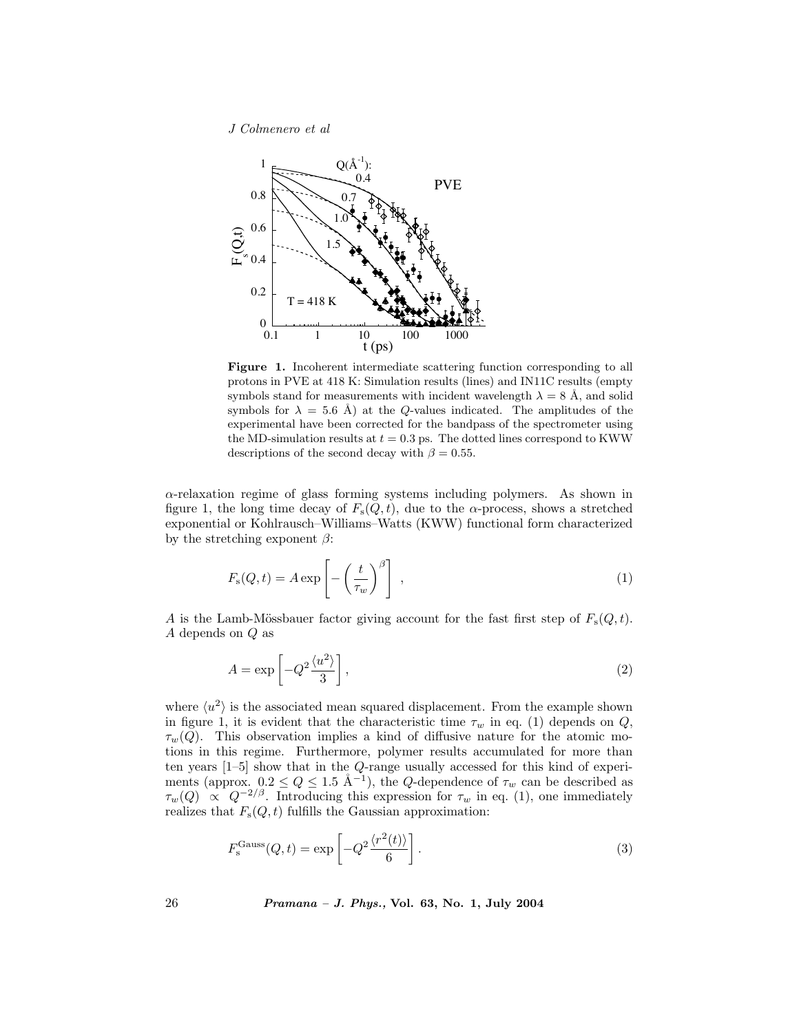**Figure 1.** Incoherent intermediate scattering function corresponding to all protons in PVE at 418 K: Simulation results (lines) and IN11C results (empty symbols stand for measurements with incident wavelength $\lambda = 8$ Å, and solid symbols for $\lambda = 5.6$ Å) at the $Q$-values indicated. The amplitudes of the experimental have been corrected for the bandpass of the spectrometer using the MD-simulation results at $t = 0.3$ ps. The dotted lines correspond to KWW descriptions of the second decay with $\beta = 0.55$.

$\alpha$-relaxation regime of glass forming systems including polymers. As shown in figure 1, the long time decay of $F_s(Q,t)$, due to the $\alpha$-process, shows a stretched exponential or Kohlrausch–Williams–Watts (KWW) functional form characterized by the stretching exponent $\beta$:

$$F_s(Q,t) = A \exp\left[-\left(\frac{t}{\tau_w}\right)^{\beta}\right] , \tag{1}$$

$A$ is the Lamb-Mössbauer factor giving account for the fast first step of $F_s(Q,t)$. $A$ depends on $Q$ as

$$A = \exp\left[-Q^2 \frac{\langle u^2 \rangle}{3}\right], \tag{2}$$

where $\langle u^2 \rangle$ is the associated mean squared displacement. From the example shown in figure 1, it is evident that the characteristic time $\tau_w$ in eq. (1) depends on $Q$, $\tau_w(Q)$. This observation implies a kind of diffusive nature for the atomic motions in this regime. Furthermore, polymer results accumulated for more than ten years [1–5] show that in the $Q$-range usually accessed for this kind of experiments (approx. $0.2 \leq Q \leq 1.5$ Å$^{-1}$), the $Q$-dependence of $\tau_w$ can be described as $\tau_w(Q) \propto Q^{-2/\beta}$. Introducing this expression for $\tau_w$ in eq. (1), one immediately realizes that $F_s(Q,t)$ fulfills the Gaussian approximation:

$$F_s^{\text{Gauss}}(Q,t) = \exp\left[-Q^2 \frac{\langle r^2(t) \rangle}{6}\right]. \tag{3}$$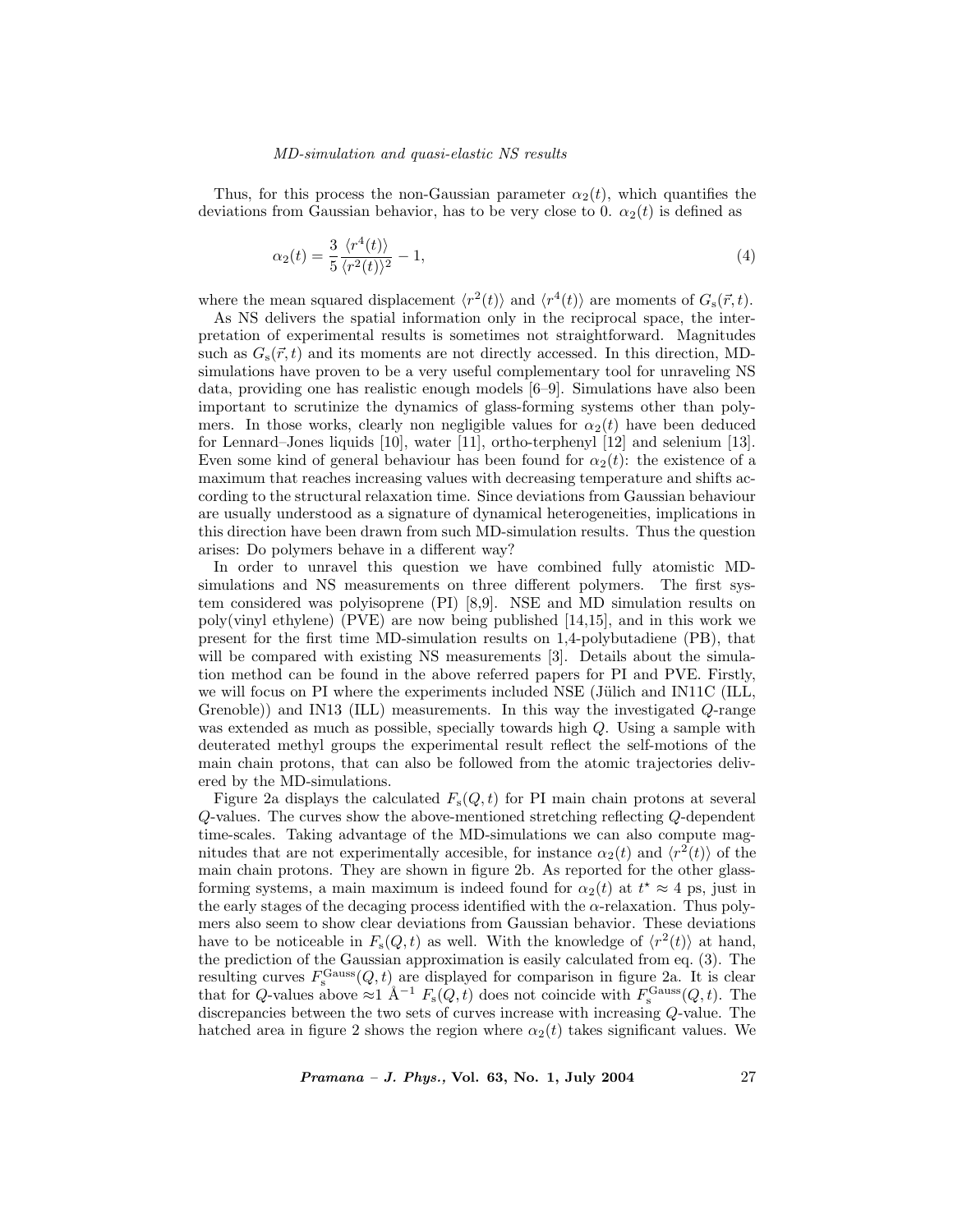Thus, for this process the non-Gaussian parameter $\alpha_2(t)$, which quantifies the deviations from Gaussian behavior, has to be very close to 0. $\alpha_2(t)$ is defined as

$$\alpha_2(t) = \frac{3}{5}\frac{\langle r^4(t)\rangle}{\langle r^2(t)\rangle^2} - 1, \tag{4}$$

where the mean squared displacement $\langle r^2(t)\rangle$ and $\langle r^4(t)\rangle$ are moments of $G_s(\vec{r},t)$.

As NS delivers the spatial information only in the reciprocal space, the interpretation of experimental results is sometimes not straightforward. Magnitudes such as $G_s(\vec{r},t)$ and its moments are not directly accessed. In this direction, MD-simulations have proven to be a very useful complementary tool for unraveling NS data, providing one has realistic enough models [6–9]. Simulations have also been important to scrutinize the dynamics of glass-forming systems other than polymers. In those works, clearly non negligible values for $\alpha_2(t)$ have been deduced for Lennard–Jones liquids [10], water [11], ortho-terphenyl [12] and selenium [13]. Even some kind of general behaviour has been found for $\alpha_2(t)$: the existence of a maximum that reaches increasing values with decreasing temperature and shifts according to the structural relaxation time. Since deviations from Gaussian behaviour are usually understood as a signature of dynamical heterogeneities, implications in this direction have been drawn from such MD-simulation results. Thus the question arises: Do polymers behave in a different way?

In order to unravel this question we have combined fully atomistic MD-simulations and NS measurements on three different polymers. The first system considered was polyisoprene (PI) [8,9]. NSE and MD simulation results on poly(vinyl ethylene) (PVE) are now being published [14,15], and in this work we present for the first time MD-simulation results on 1,4-polybutadiene (PB), that will be compared with existing NS measurements [3]. Details about the simulation method can be found in the above referred papers for PI and PVE. Firstly, we will focus on PI where the experiments included NSE (Jülich and IN11C (ILL, Grenoble)) and IN13 (ILL) measurements. In this way the investigated $Q$-range was extended as much as possible, specially towards high $Q$. Using a sample with deuterated methyl groups the experimental result reflect the self-motions of the main chain protons, that can also be followed from the atomic trajectories delivered by the MD-simulations.

Figure 2a displays the calculated $F_s(Q,t)$ for PI main chain protons at several $Q$-values. The curves show the above-mentioned stretching reflecting $Q$-dependent time-scales. Taking advantage of the MD-simulations we can also compute magnitudes that are not experimentally accesible, for instance $\alpha_2(t)$ and $\langle r^2(t)\rangle$ of the main chain protons. They are shown in figure 2b. As reported for the other glass-forming systems, a main maximum is indeed found for $\alpha_2(t)$ at $t^\star \approx 4$ ps, just in the early stages of the decaging process identified with the $\alpha$-relaxation. Thus polymers also seem to show clear deviations from Gaussian behavior. These deviations have to be noticeable in $F_s(Q,t)$ as well. With the knowledge of $\langle r^2(t)\rangle$ at hand, the prediction of the Gaussian approximation is easily calculated from eq. (3). The resulting curves $F_s^{\mathrm{Gauss}}(Q,t)$ are displayed for comparison in figure 2a. It is clear that for $Q$-values above $\approx$1 Å$^{-1}$ $F_s(Q,t)$ does not coincide with $F_s^{\mathrm{Gauss}}(Q,t)$. The discrepancies between the two sets of curves increase with increasing $Q$-value. The hatched area in figure 2 shows the region where $\alpha_2(t)$ takes significant values. We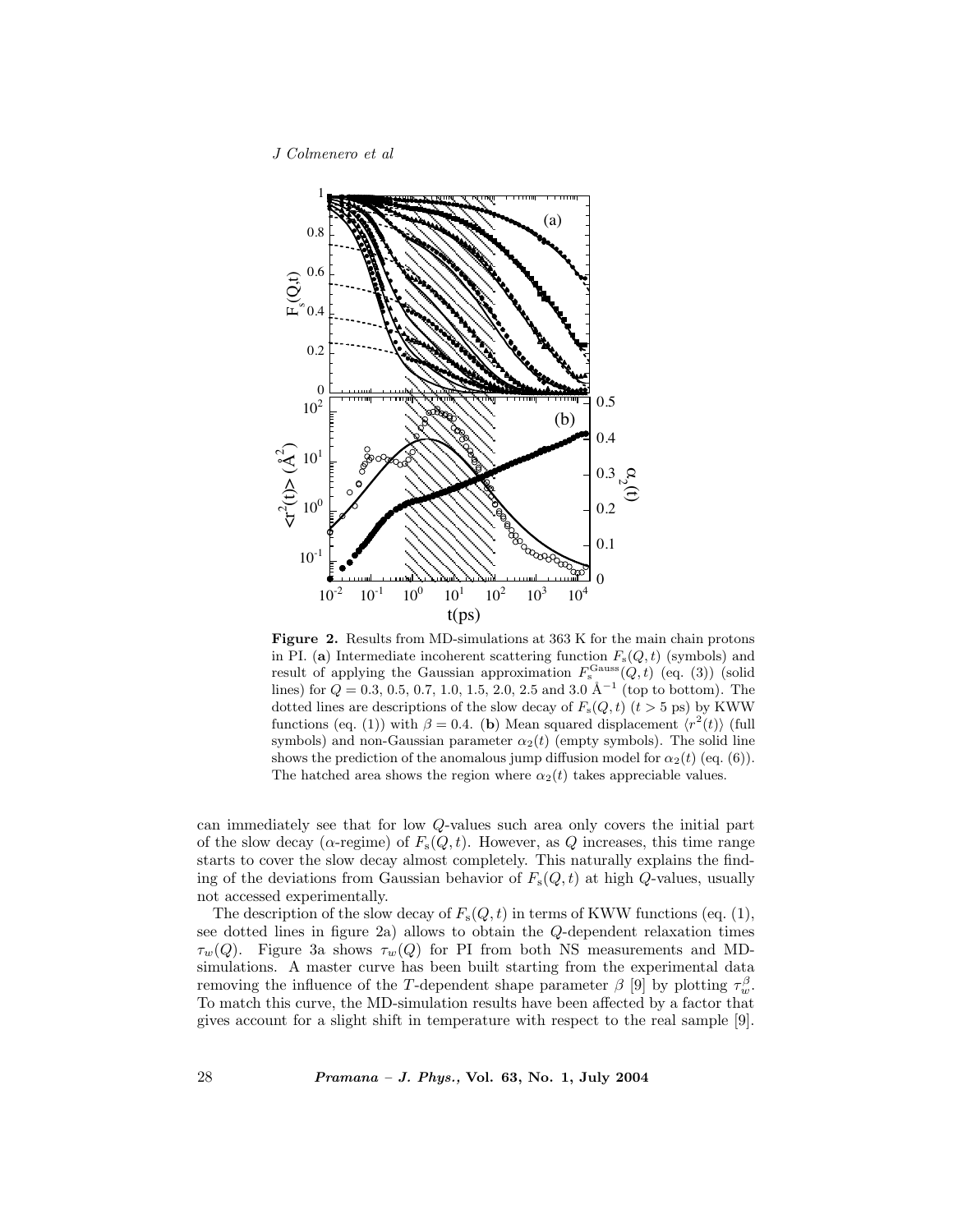**Figure 2.** Results from MD-simulations at 363 K for the main chain protons in PI. (**a**) Intermediate incoherent scattering function $F_s(Q,t)$ (symbols) and result of applying the Gaussian approximation $F_s^{\mathrm{Gauss}}(Q,t)$ (eq. (3)) (solid lines) for $Q = 0.3$, 0.5, 0.7, 1.0, 1.5, 2.0, 2.5 and 3.0 Å$^{-1}$ (top to bottom). The dotted lines are descriptions of the slow decay of $F_s(Q,t)$ ($t > 5$ ps) by KWW functions (eq. (1)) with $\beta = 0.4$. (**b**) Mean squared displacement $\langle r^2(t)\rangle$ (full symbols) and non-Gaussian parameter $\alpha_2(t)$ (empty symbols). The solid line shows the prediction of the anomalous jump diffusion model for $\alpha_2(t)$ (eq. (6)). The hatched area shows the region where $\alpha_2(t)$ takes appreciable values.

can immediately see that for low $Q$-values such area only covers the initial part of the slow decay ($\alpha$-regime) of $F_s(Q,t)$. However, as $Q$ increases, this time range starts to cover the slow decay almost completely. This naturally explains the finding of the deviations from Gaussian behavior of $F_s(Q,t)$ at high $Q$-values, usually not accessed experimentally.

The description of the slow decay of $F_s(Q,t)$ in terms of KWW functions (eq. (1), see dotted lines in figure 2a) allows to obtain the $Q$-dependent relaxation times $\tau_w(Q)$. Figure 3a shows $\tau_w(Q)$ for PI from both NS measurements and MD-simulations. A master curve has been built starting from the experimental data removing the influence of the $T$-dependent shape parameter $\beta$ [9] by plotting $\tau_w^{\beta}$. To match this curve, the MD-simulation results have been affected by a factor that gives account for a slight shift in temperature with respect to the real sample [9].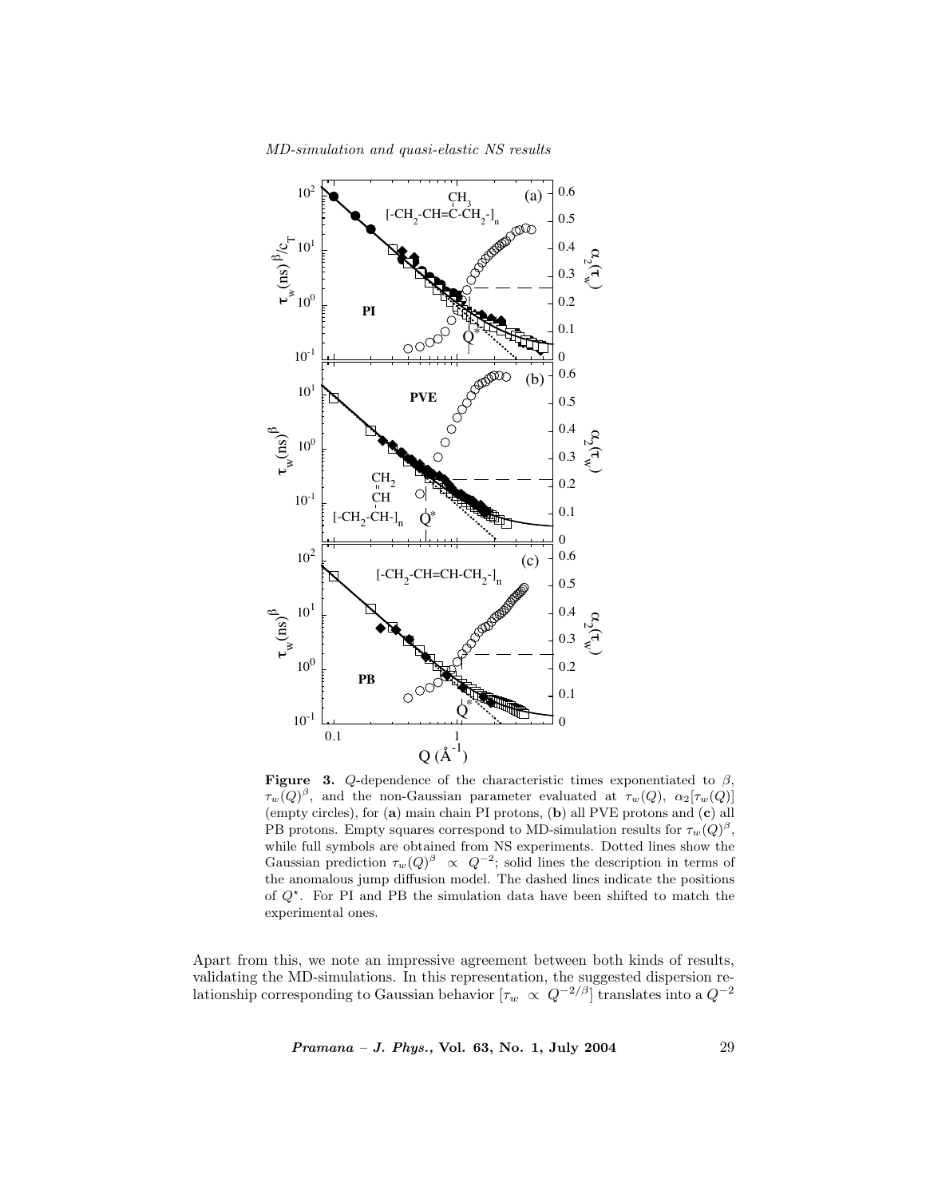**Figure 3.** $Q$-dependence of the characteristic times exponentiated to $\beta$, $\tau_w(Q)^\beta$, and the non-Gaussian parameter evaluated at $\tau_w(Q)$, $\alpha_2[\tau_w(Q)]$ (empty circles), for (**a**) main chain PI protons, (**b**) all PVE protons and (**c**) all PB protons. Empty squares correspond to MD-simulation results for $\tau_w(Q)^\beta$, while full symbols are obtained from NS experiments. Dotted lines show the Gaussian prediction $\tau_w(Q)^\beta \propto Q^{-2}$; solid lines the description in terms of the anomalous jump diffusion model. The dashed lines indicate the positions of $Q^\star$. For PI and PB the simulation data have been shifted to match the experimental ones.

Apart from this, we note an impressive agreement between both kinds of results, validating the MD-simulations. In this representation, the suggested dispersion relationship corresponding to Gaussian behavior [$\tau_w \propto Q^{-2/\beta}$] translates into a $Q^{-2}$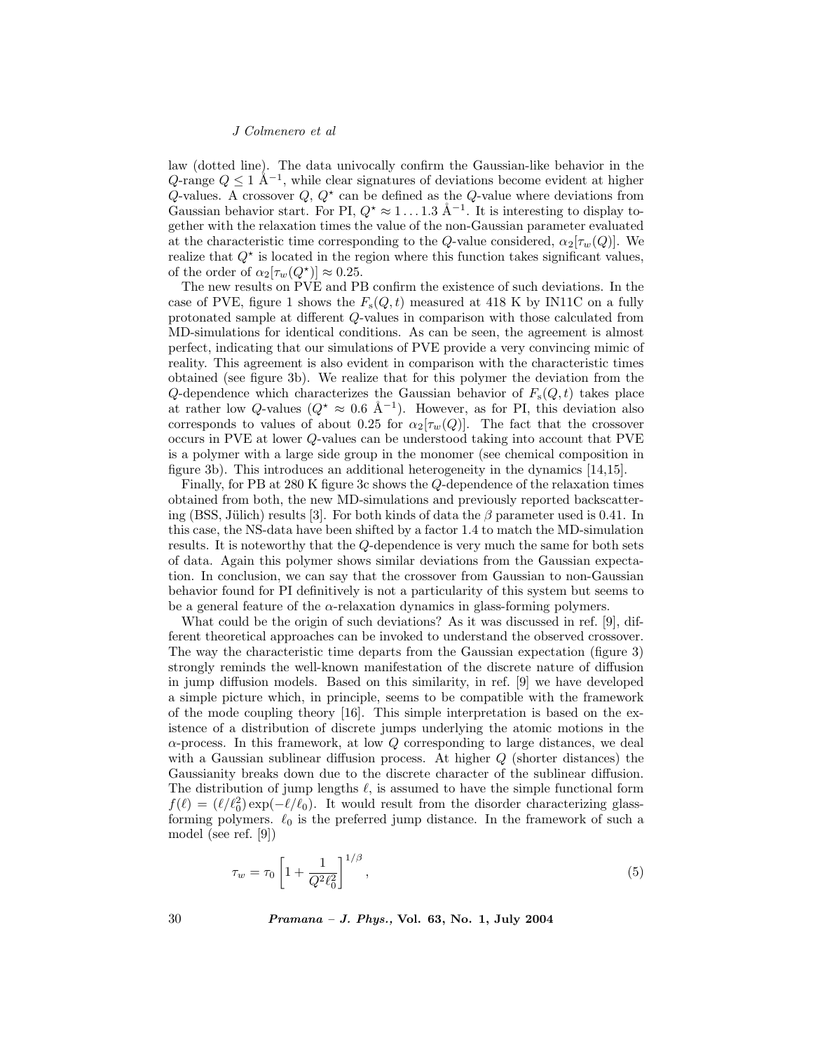law (dotted line). The data univocally confirm the Gaussian-like behavior in the $Q$-range $Q \leq 1$ Å$^{-1}$, while clear signatures of deviations become evident at higher $Q$-values. A crossover $Q$, $Q^\star$ can be defined as the $Q$-value where deviations from Gaussian behavior start. For PI, $Q^\star \approx 1 \ldots 1.3$ Å$^{-1}$. It is interesting to display together with the relaxation times the value of the non-Gaussian parameter evaluated at the characteristic time corresponding to the $Q$-value considered, $\alpha_2[\tau_w(Q)]$. We realize that $Q^\star$ is located in the region where this function takes significant values, of the order of $\alpha_2[\tau_w(Q^\star)] \approx 0.25$.

The new results on PVE and PB confirm the existence of such deviations. In the case of PVE, figure 1 shows the $F_\mathrm{s}(Q,t)$ measured at 418 K by IN11C on a fully protonated sample at different $Q$-values in comparison with those calculated from MD-simulations for identical conditions. As can be seen, the agreement is almost perfect, indicating that our simulations of PVE provide a very convincing mimic of reality. This agreement is also evident in comparison with the characteristic times obtained (see figure 3b). We realize that for this polymer the deviation from the $Q$-dependence which characterizes the Gaussian behavior of $F_\mathrm{s}(Q,t)$ takes place at rather low $Q$-values ($Q^\star \approx 0.6$ Å$^{-1}$). However, as for PI, this deviation also corresponds to values of about 0.25 for $\alpha_2[\tau_w(Q)]$. The fact that the crossover occurs in PVE at lower $Q$-values can be understood taking into account that PVE is a polymer with a large side group in the monomer (see chemical composition in figure 3b). This introduces an additional heterogeneity in the dynamics [14,15].

Finally, for PB at 280 K figure 3c shows the $Q$-dependence of the relaxation times obtained from both, the new MD-simulations and previously reported backscattering (BSS, Jülich) results [3]. For both kinds of data the $\beta$ parameter used is 0.41. In this case, the NS-data have been shifted by a factor 1.4 to match the MD-simulation results. It is noteworthy that the $Q$-dependence is very much the same for both sets of data. Again this polymer shows similar deviations from the Gaussian expectation. In conclusion, we can say that the crossover from Gaussian to non-Gaussian behavior found for PI definitively is not a particularity of this system but seems to be a general feature of the $\alpha$-relaxation dynamics in glass-forming polymers.

What could be the origin of such deviations? As it was discussed in ref. [9], different theoretical approaches can be invoked to understand the observed crossover. The way the characteristic time departs from the Gaussian expectation (figure 3) strongly reminds the well-known manifestation of the discrete nature of diffusion in jump diffusion models. Based on this similarity, in ref. [9] we have developed a simple picture which, in principle, seems to be compatible with the framework of the mode coupling theory [16]. This simple interpretation is based on the existence of a distribution of discrete jumps underlying the atomic motions in the $\alpha$-process. In this framework, at low $Q$ corresponding to large distances, we deal with a Gaussian sublinear diffusion process. At higher $Q$ (shorter distances) the Gaussianity breaks down due to the discrete character of the sublinear diffusion. The distribution of jump lengths $\ell$, is assumed to have the simple functional form $f(\ell) = (\ell/\ell_0^2)\exp(-\ell/\ell_0)$. It would result from the disorder characterizing glass-forming polymers. $\ell_0$ is the preferred jump distance. In the framework of such a model (see ref. [9])

$$\tau_w = \tau_0 \left[1 + \frac{1}{Q^2 \ell_0^2}\right]^{1/\beta}, \tag{5}$$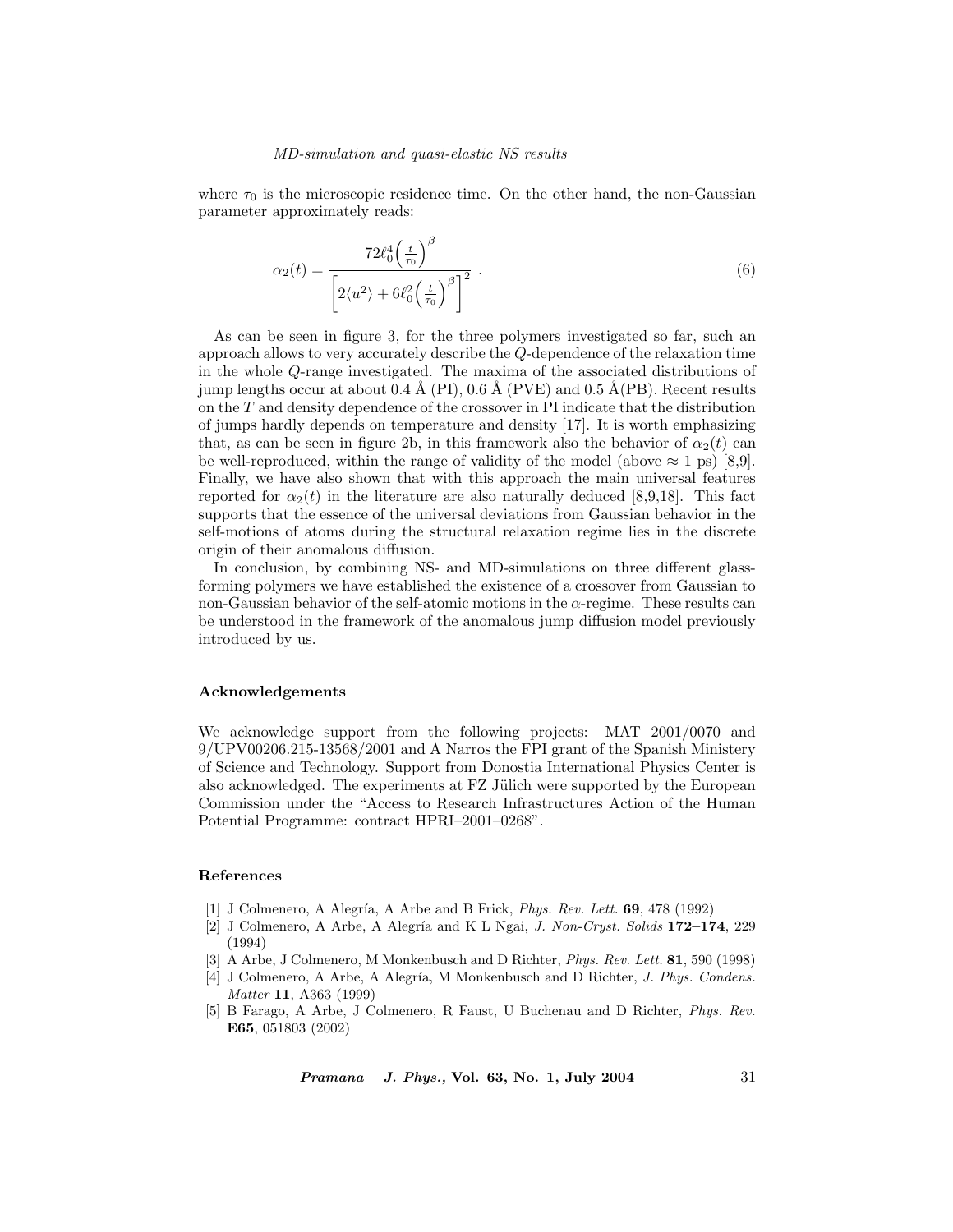where $\tau_0$ is the microscopic residence time. On the other hand, the non-Gaussian parameter approximately reads:

$$\alpha_2(t) = \frac{72\ell_0^4\left(\frac{t}{\tau_0}\right)^\beta}{\left[2\langle u^2\rangle + 6\ell_0^2\left(\frac{t}{\tau_0}\right)^\beta\right]^2} . \tag{6}$$

As can be seen in figure 3, for the three polymers investigated so far, such an approach allows to very accurately describe the $Q$-dependence of the relaxation time in the whole $Q$-range investigated. The maxima of the associated distributions of jump lengths occur at about 0.4 Å (PI), 0.6 Å (PVE) and 0.5 Å(PB). Recent results on the $T$ and density dependence of the crossover in PI indicate that the distribution of jumps hardly depends on temperature and density [17]. It is worth emphasizing that, as can be seen in figure 2b, in this framework also the behavior of $\alpha_2(t)$ can be well-reproduced, within the range of validity of the model (above $\approx 1$ ps) [8,9]. Finally, we have also shown that with this approach the main universal features reported for $\alpha_2(t)$ in the literature are also naturally deduced [8,9,18]. This fact supports that the essence of the universal deviations from Gaussian behavior in the self-motions of atoms during the structural relaxation regime lies in the discrete origin of their anomalous diffusion.

In conclusion, by combining NS- and MD-simulations on three different glass-forming polymers we have established the existence of a crossover from Gaussian to non-Gaussian behavior of the self-atomic motions in the $\alpha$-regime. These results can be understood in the framework of the anomalous jump diffusion model previously introduced by us.

## Acknowledgements

We acknowledge support from the following projects: MAT 2001/0070 and 9/UPV00206.215-13568/2001 and A Narros the FPI grant of the Spanish Ministery of Science and Technology. Support from Donostia International Physics Center is also acknowledged. The experiments at FZ Jülich were supported by the European Commission under the "Access to Research Infrastructures Action of the Human Potential Programme: contract HPRI–2001–0268".

## References

[1] J Colmenero, A Alegría, A Arbe and B Frick, *Phys. Rev. Lett.* **69**, 478 (1992)

[2] J Colmenero, A Arbe, A Alegría and K L Ngai, *J. Non-Cryst. Solids* **172–174**, 229 (1994)

[3] A Arbe, J Colmenero, M Monkenbusch and D Richter, *Phys. Rev. Lett.* **81**, 590 (1998)

[4] J Colmenero, A Arbe, A Alegría, M Monkenbusch and D Richter, *J. Phys. Condens. Matter* **11**, A363 (1999)

[5] B Farago, A Arbe, J Colmenero, R Faust, U Buchenau and D Richter, *Phys. Rev.* **E65**, 051803 (2002)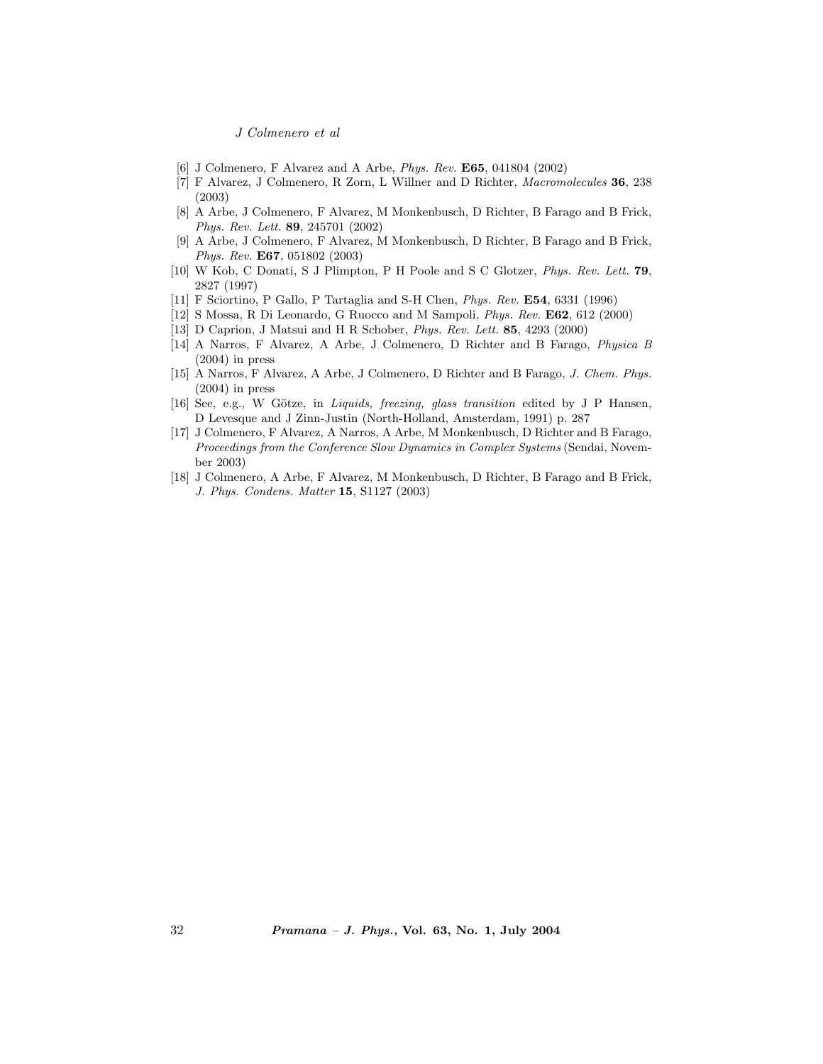[6] J Colmenero, F Alvarez and A Arbe, *Phys. Rev.* **E65**, 041804 (2002)

[7] F Alvarez, J Colmenero, R Zorn, L Willner and D Richter, *Macromolecules* **36**, 238 (2003)

[8] A Arbe, J Colmenero, F Alvarez, M Monkenbusch, D Richter, B Farago and B Frick, *Phys. Rev. Lett.* **89**, 245701 (2002)

[9] A Arbe, J Colmenero, F Alvarez, M Monkenbusch, D Richter, B Farago and B Frick, *Phys. Rev.* **E67**, 051802 (2003)

[10] W Kob, C Donati, S J Plimpton, P H Poole and S C Glotzer, *Phys. Rev. Lett.* **79**, 2827 (1997)

[11] F Sciortino, P Gallo, P Tartaglia and S-H Chen, *Phys. Rev.* **E54**, 6331 (1996)

[12] S Mossa, R Di Leonardo, G Ruocco and M Sampoli, *Phys. Rev.* **E62**, 612 (2000)

[13] D Caprion, J Matsui and H R Schober, *Phys. Rev. Lett.* **85**, 4293 (2000)

[14] A Narros, F Alvarez, A Arbe, J Colmenero, D Richter and B Farago, *Physica B* (2004) in press

[15] A Narros, F Alvarez, A Arbe, J Colmenero, D Richter and B Farago, *J. Chem. Phys.* (2004) in press

[16] See, e.g., W Götze, in *Liquids, freezing, glass transition* edited by J P Hansen, D Levesque and J Zinn-Justin (North-Holland, Amsterdam, 1991) p. 287

[17] J Colmenero, F Alvarez, A Narros, A Arbe, M Monkenbusch, D Richter and B Farago, *Proceedings from the Conference Slow Dynamics in Complex Systems* (Sendai, November 2003)

[18] J Colmenero, A Arbe, F Alvarez, M Monkenbusch, D Richter, B Farago and B Frick, *J. Phys. Condens. Matter* **15**, S1127 (2003)